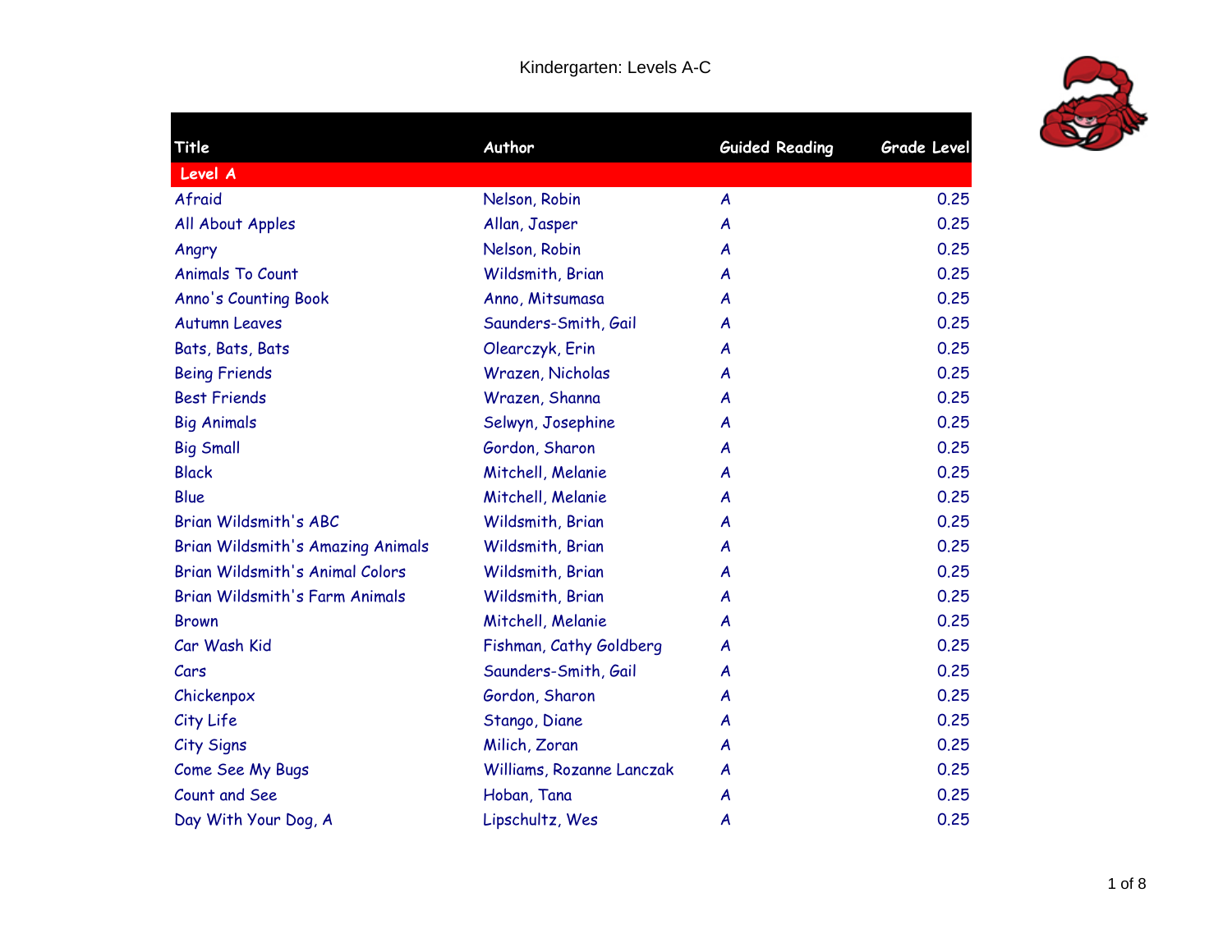# Kindergarten: Levels A-C

| Title | Author | Guided Reading | Grade Level |
|---|---|---|---|
| **Level A** | | | |
| Afraid | Nelson, Robin | A | 0.25 |
| All About Apples | Allan, Jasper | A | 0.25 |
| Angry | Nelson, Robin | A | 0.25 |
| Animals To Count | Wildsmith, Brian | A | 0.25 |
| Anno's Counting Book | Anno, Mitsumasa | A | 0.25 |
| Autumn Leaves | Saunders-Smith, Gail | A | 0.25 |
| Bats, Bats, Bats | Olearczyk, Erin | A | 0.25 |
| Being Friends | Wrazen, Nicholas | A | 0.25 |
| Best Friends | Wrazen, Shanna | A | 0.25 |
| Big Animals | Selwyn, Josephine | A | 0.25 |
| Big Small | Gordon, Sharon | A | 0.25 |
| Black | Mitchell, Melanie | A | 0.25 |
| Blue | Mitchell, Melanie | A | 0.25 |
| Brian Wildsmith's ABC | Wildsmith, Brian | A | 0.25 |
| Brian Wildsmith's Amazing Animals | Wildsmith, Brian | A | 0.25 |
| Brian Wildsmith's Animal Colors | Wildsmith, Brian | A | 0.25 |
| Brian Wildsmith's Farm Animals | Wildsmith, Brian | A | 0.25 |
| Brown | Mitchell, Melanie | A | 0.25 |
| Car Wash Kid | Fishman, Cathy Goldberg | A | 0.25 |
| Cars | Saunders-Smith, Gail | A | 0.25 |
| Chickenpox | Gordon, Sharon | A | 0.25 |
| City Life | Stango, Diane | A | 0.25 |
| City Signs | Milich, Zoran | A | 0.25 |
| Come See My Bugs | Williams, Rozanne Lanczak | A | 0.25 |
| Count and See | Hoban, Tana | A | 0.25 |
| Day With Your Dog, A | Lipschultz, Wes | A | 0.25 |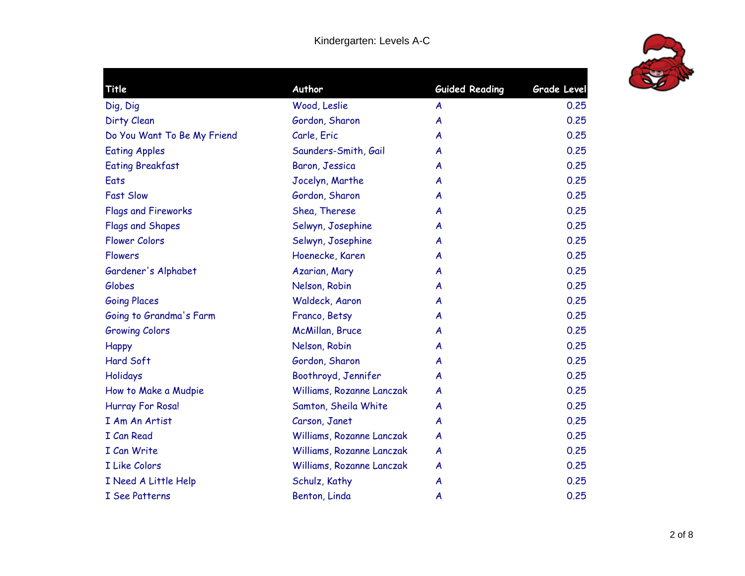Kindergarten: Levels A-C

| Title | Author | Guided Reading | Grade Level |
|---|---|---|---|
| Dig, Dig | Wood, Leslie | A | 0.25 |
| Dirty Clean | Gordon, Sharon | A | 0.25 |
| Do You Want To Be My Friend | Carle, Eric | A | 0.25 |
| Eating Apples | Saunders-Smith, Gail | A | 0.25 |
| Eating Breakfast | Baron, Jessica | A | 0.25 |
| Eats | Jocelyn, Marthe | A | 0.25 |
| Fast Slow | Gordon, Sharon | A | 0.25 |
| Flags and Fireworks | Shea, Therese | A | 0.25 |
| Flags and Shapes | Selwyn, Josephine | A | 0.25 |
| Flower Colors | Selwyn, Josephine | A | 0.25 |
| Flowers | Hoenecke, Karen | A | 0.25 |
| Gardener's Alphabet | Azarian, Mary | A | 0.25 |
| Globes | Nelson, Robin | A | 0.25 |
| Going Places | Waldeck, Aaron | A | 0.25 |
| Going to Grandma's Farm | Franco, Betsy | A | 0.25 |
| Growing Colors | McMillan, Bruce | A | 0.25 |
| Happy | Nelson, Robin | A | 0.25 |
| Hard Soft | Gordon, Sharon | A | 0.25 |
| Holidays | Boothroyd, Jennifer | A | 0.25 |
| How to Make a Mudpie | Williams, Rozanne Lanczak | A | 0.25 |
| Hurray For Rosa! | Samton, Sheila White | A | 0.25 |
| I Am An Artist | Carson, Janet | A | 0.25 |
| I Can Read | Williams, Rozanne Lanczak | A | 0.25 |
| I Can Write | Williams, Rozanne Lanczak | A | 0.25 |
| I Like Colors | Williams, Rozanne Lanczak | A | 0.25 |
| I Need A Little Help | Schulz, Kathy | A | 0.25 |
| I See Patterns | Benton, Linda | A | 0.25 |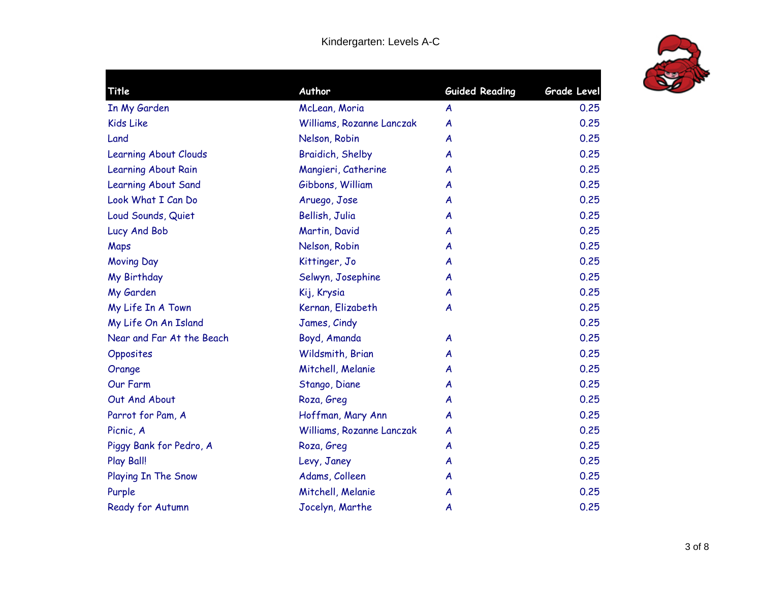Kindergarten: Levels A-C

| Title | Author | Guided Reading | Grade Level |
|---|---|---|---|
| In My Garden | McLean, Moria | A | 0.25 |
| Kids Like | Williams, Rozanne Lanczak | A | 0.25 |
| Land | Nelson, Robin | A | 0.25 |
| Learning About Clouds | Braidich, Shelby | A | 0.25 |
| Learning About Rain | Mangieri, Catherine | A | 0.25 |
| Learning About Sand | Gibbons, William | A | 0.25 |
| Look What I Can Do | Aruego, Jose | A | 0.25 |
| Loud Sounds, Quiet | Bellish, Julia | A | 0.25 |
| Lucy And Bob | Martin, David | A | 0.25 |
| Maps | Nelson, Robin | A | 0.25 |
| Moving Day | Kittinger, Jo | A | 0.25 |
| My Birthday | Selwyn, Josephine | A | 0.25 |
| My Garden | Kij, Krysia | A | 0.25 |
| My Life In A Town | Kernan, Elizabeth | A | 0.25 |
| My Life On An Island | James, Cindy | | 0.25 |
| Near and Far At the Beach | Boyd, Amanda | A | 0.25 |
| Opposites | Wildsmith, Brian | A | 0.25 |
| Orange | Mitchell, Melanie | A | 0.25 |
| Our Farm | Stango, Diane | A | 0.25 |
| Out And About | Roza, Greg | A | 0.25 |
| Parrot for Pam, A | Hoffman, Mary Ann | A | 0.25 |
| Picnic, A | Williams, Rozanne Lanczak | A | 0.25 |
| Piggy Bank for Pedro, A | Roza, Greg | A | 0.25 |
| Play Ball! | Levy, Janey | A | 0.25 |
| Playing In The Snow | Adams, Colleen | A | 0.25 |
| Purple | Mitchell, Melanie | A | 0.25 |
| Ready for Autumn | Jocelyn, Marthe | A | 0.25 |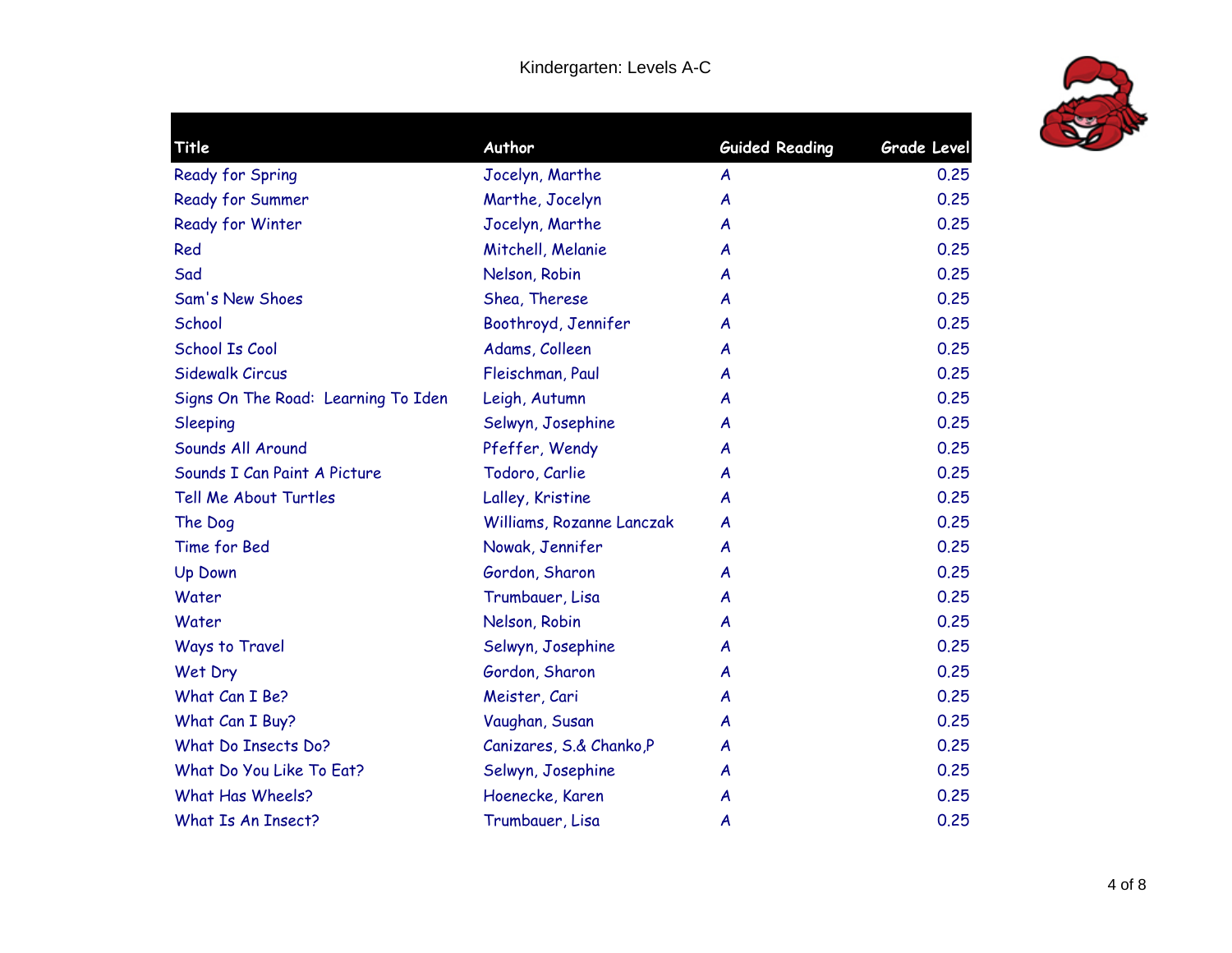Kindergarten: Levels A-C

| Title | Author | Guided Reading | Grade Level |
|---|---|---|---|
| Ready for Spring | Jocelyn, Marthe | A | 0.25 |
| Ready for Summer | Marthe, Jocelyn | A | 0.25 |
| Ready for Winter | Jocelyn, Marthe | A | 0.25 |
| Red | Mitchell, Melanie | A | 0.25 |
| Sad | Nelson, Robin | A | 0.25 |
| Sam's New Shoes | Shea, Therese | A | 0.25 |
| School | Boothroyd, Jennifer | A | 0.25 |
| School Is Cool | Adams, Colleen | A | 0.25 |
| Sidewalk Circus | Fleischman, Paul | A | 0.25 |
| Signs On The Road: Learning To Iden | Leigh, Autumn | A | 0.25 |
| Sleeping | Selwyn, Josephine | A | 0.25 |
| Sounds All Around | Pfeffer, Wendy | A | 0.25 |
| Sounds I Can Paint A Picture | Todoro, Carlie | A | 0.25 |
| Tell Me About Turtles | Lalley, Kristine | A | 0.25 |
| The Dog | Williams, Rozanne Lanczak | A | 0.25 |
| Time for Bed | Nowak, Jennifer | A | 0.25 |
| Up Down | Gordon, Sharon | A | 0.25 |
| Water | Trumbauer, Lisa | A | 0.25 |
| Water | Nelson, Robin | A | 0.25 |
| Ways to Travel | Selwyn, Josephine | A | 0.25 |
| Wet Dry | Gordon, Sharon | A | 0.25 |
| What Can I Be? | Meister, Cari | A | 0.25 |
| What Can I Buy? | Vaughan, Susan | A | 0.25 |
| What Do Insects Do? | Canizares, S.& Chanko,P | A | 0.25 |
| What Do You Like To Eat? | Selwyn, Josephine | A | 0.25 |
| What Has Wheels? | Hoenecke, Karen | A | 0.25 |
| What Is An Insect? | Trumbauer, Lisa | A | 0.25 |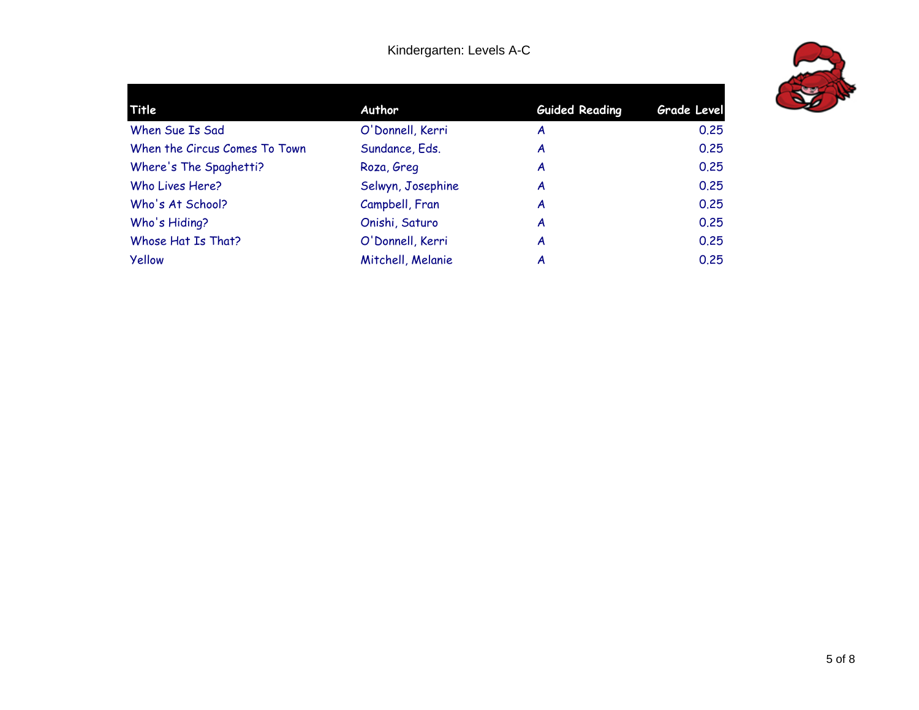Kindergarten: Levels A-C

| Title | Author | Guided Reading | Grade Level |
|---|---|---|---|
| When Sue Is Sad | O'Donnell, Kerri | A | 0.25 |
| When the Circus Comes To Town | Sundance, Eds. | A | 0.25 |
| Where's The Spaghetti? | Roza, Greg | A | 0.25 |
| Who Lives Here? | Selwyn, Josephine | A | 0.25 |
| Who's At School? | Campbell, Fran | A | 0.25 |
| Who's Hiding? | Onishi, Saturo | A | 0.25 |
| Whose Hat Is That? | O'Donnell, Kerri | A | 0.25 |
| Yellow | Mitchell, Melanie | A | 0.25 |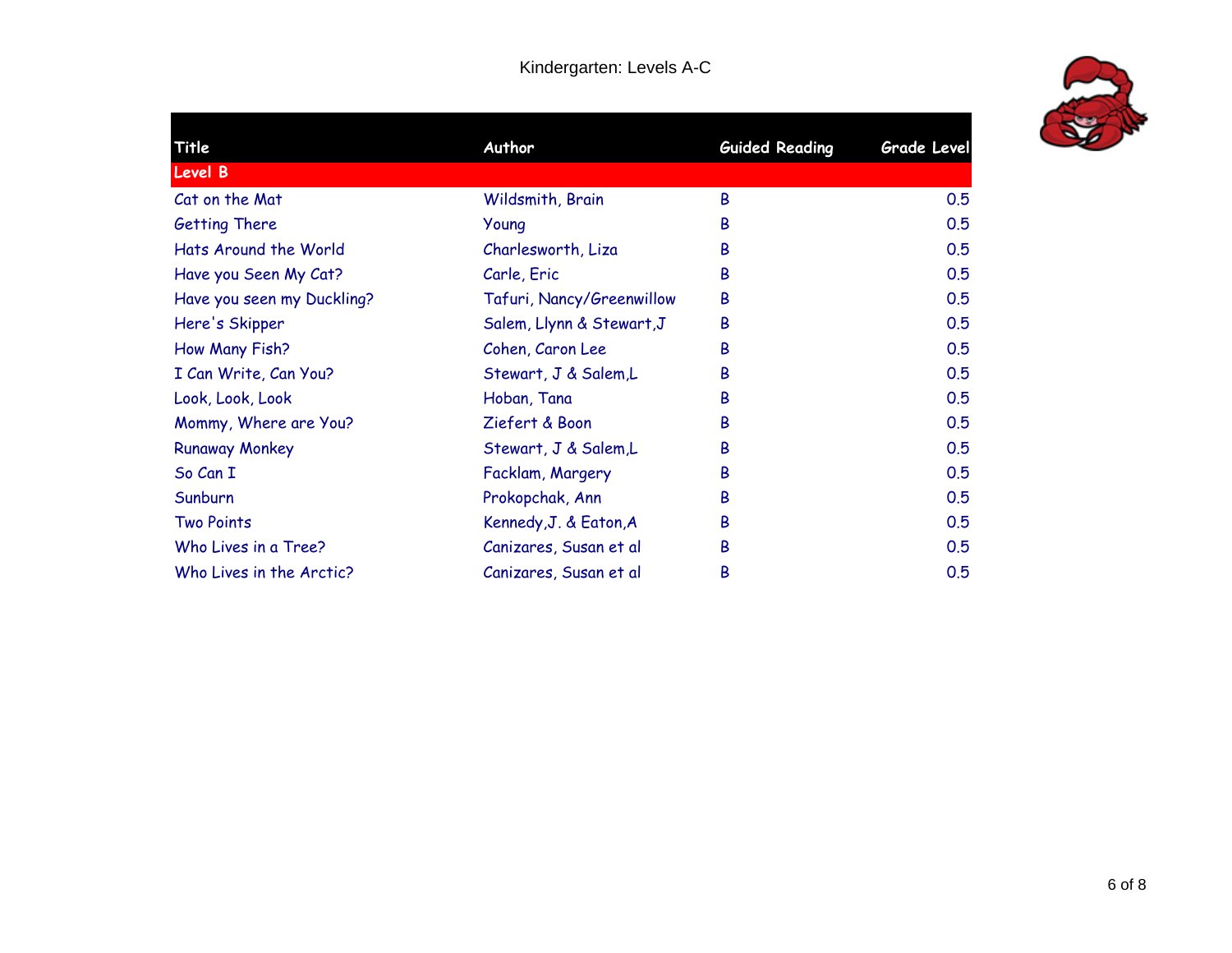# Kindergarten: Levels A-C

| Title | Author | Guided Reading | Grade Level |
|---|---|---|---|
| **Level B** | | | |
| Cat on the Mat | Wildsmith, Brain | B | 0.5 |
| Getting There | Young | B | 0.5 |
| Hats Around the World | Charlesworth, Liza | B | 0.5 |
| Have you Seen My Cat? | Carle, Eric | B | 0.5 |
| Have you seen my Duckling? | Tafuri, Nancy/Greenwillow | B | 0.5 |
| Here's Skipper | Salem, Llynn & Stewart,J | B | 0.5 |
| How Many Fish? | Cohen, Caron Lee | B | 0.5 |
| I Can Write, Can You? | Stewart, J & Salem,L | B | 0.5 |
| Look, Look, Look | Hoban, Tana | B | 0.5 |
| Mommy, Where are You? | Ziefert & Boon | B | 0.5 |
| Runaway Monkey | Stewart, J & Salem,L | B | 0.5 |
| So Can I | Facklam, Margery | B | 0.5 |
| Sunburn | Prokopchak, Ann | B | 0.5 |
| Two Points | Kennedy,J. & Eaton,A | B | 0.5 |
| Who Lives in a Tree? | Canizares, Susan et al | B | 0.5 |
| Who Lives in the Arctic? | Canizares, Susan et al | B | 0.5 |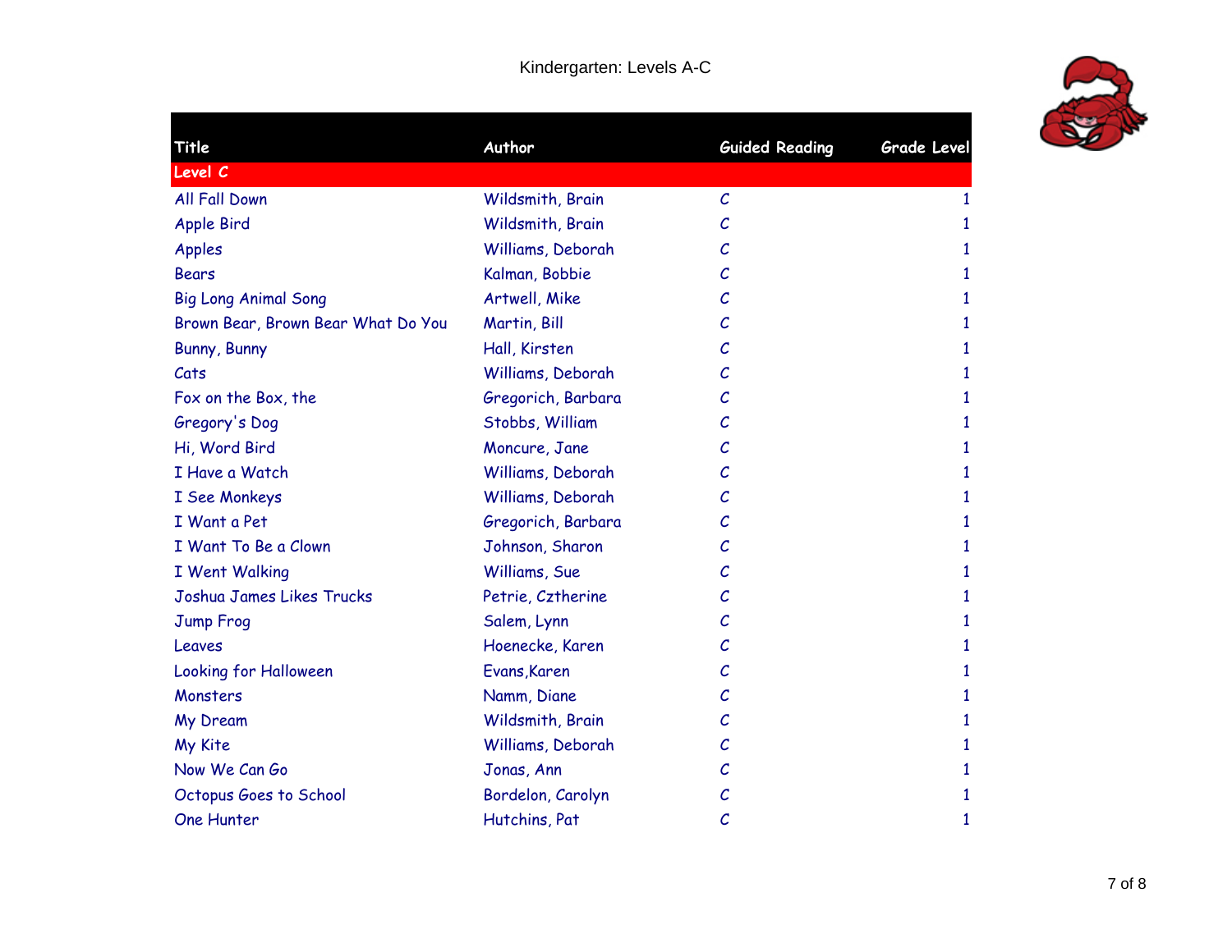# Kindergarten: Levels A-C

| Title | Author | Guided Reading | Grade Level |
|---|---|---|---|
| **Level C** | | | |
| All Fall Down | Wildsmith, Brain | C | 1 |
| Apple Bird | Wildsmith, Brain | C | 1 |
| Apples | Williams, Deborah | C | 1 |
| Bears | Kalman, Bobbie | C | 1 |
| Big Long Animal Song | Artwell, Mike | C | 1 |
| Brown Bear, Brown Bear What Do You | Martin, Bill | C | 1 |
| Bunny, Bunny | Hall, Kirsten | C | 1 |
| Cats | Williams, Deborah | C | 1 |
| Fox on the Box, the | Gregorich, Barbara | C | 1 |
| Gregory's Dog | Stobbs, William | C | 1 |
| Hi, Word Bird | Moncure, Jane | C | 1 |
| I Have a Watch | Williams, Deborah | C | 1 |
| I See Monkeys | Williams, Deborah | C | 1 |
| I Want a Pet | Gregorich, Barbara | C | 1 |
| I Want To Be a Clown | Johnson, Sharon | C | 1 |
| I Went Walking | Williams, Sue | C | 1 |
| Joshua James Likes Trucks | Petrie, Cztherine | C | 1 |
| Jump Frog | Salem, Lynn | C | 1 |
| Leaves | Hoenecke, Karen | C | 1 |
| Looking for Halloween | Evans,Karen | C | 1 |
| Monsters | Namm, Diane | C | 1 |
| My Dream | Wildsmith, Brain | C | 1 |
| My Kite | Williams, Deborah | C | 1 |
| Now We Can Go | Jonas, Ann | C | 1 |
| Octopus Goes to School | Bordelon, Carolyn | C | 1 |
| One Hunter | Hutchins, Pat | C | 1 |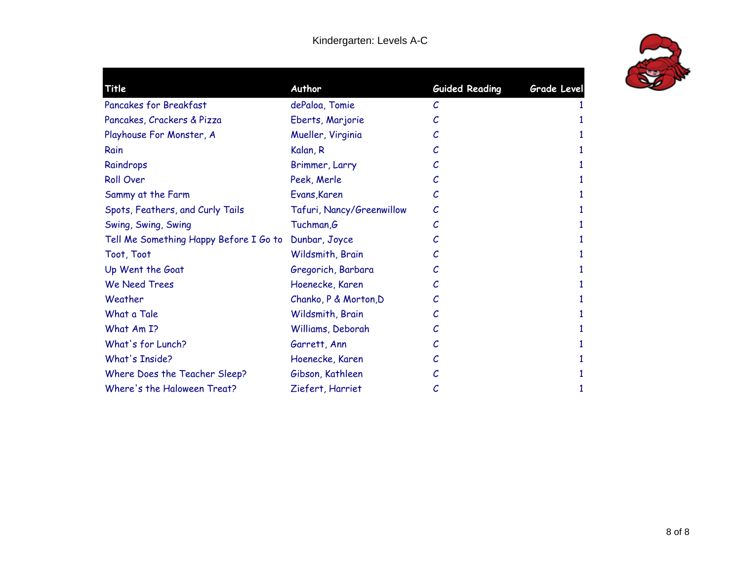Kindergarten: Levels A-C

| Title | Author | Guided Reading | Grade Level |
| --- | --- | --- | --- |
| Pancakes for Breakfast | dePaloa, Tomie | C | 1 |
| Pancakes, Crackers & Pizza | Eberts, Marjorie | C | 1 |
| Playhouse For Monster, A | Mueller, Virginia | C | 1 |
| Rain | Kalan, R | C | 1 |
| Raindrops | Brimmer, Larry | C | 1 |
| Roll Over | Peek, Merle | C | 1 |
| Sammy at the Farm | Evans,Karen | C | 1 |
| Spots, Feathers, and Curly Tails | Tafuri, Nancy/Greenwillow | C | 1 |
| Swing, Swing, Swing | Tuchman,G | C | 1 |
| Tell Me Something Happy Before I Go to | Dunbar, Joyce | C | 1 |
| Toot, Toot | Wildsmith, Brain | C | 1 |
| Up Went the Goat | Gregorich, Barbara | C | 1 |
| We Need Trees | Hoenecke, Karen | C | 1 |
| Weather | Chanko, P & Morton,D | C | 1 |
| What a Tale | Wildsmith, Brain | C | 1 |
| What Am I? | Williams, Deborah | C | 1 |
| What's for Lunch? | Garrett, Ann | C | 1 |
| What's Inside? | Hoenecke, Karen | C | 1 |
| Where Does the Teacher Sleep? | Gibson, Kathleen | C | 1 |
| Where's the Haloween Treat? | Ziefert, Harriet | C | 1 |